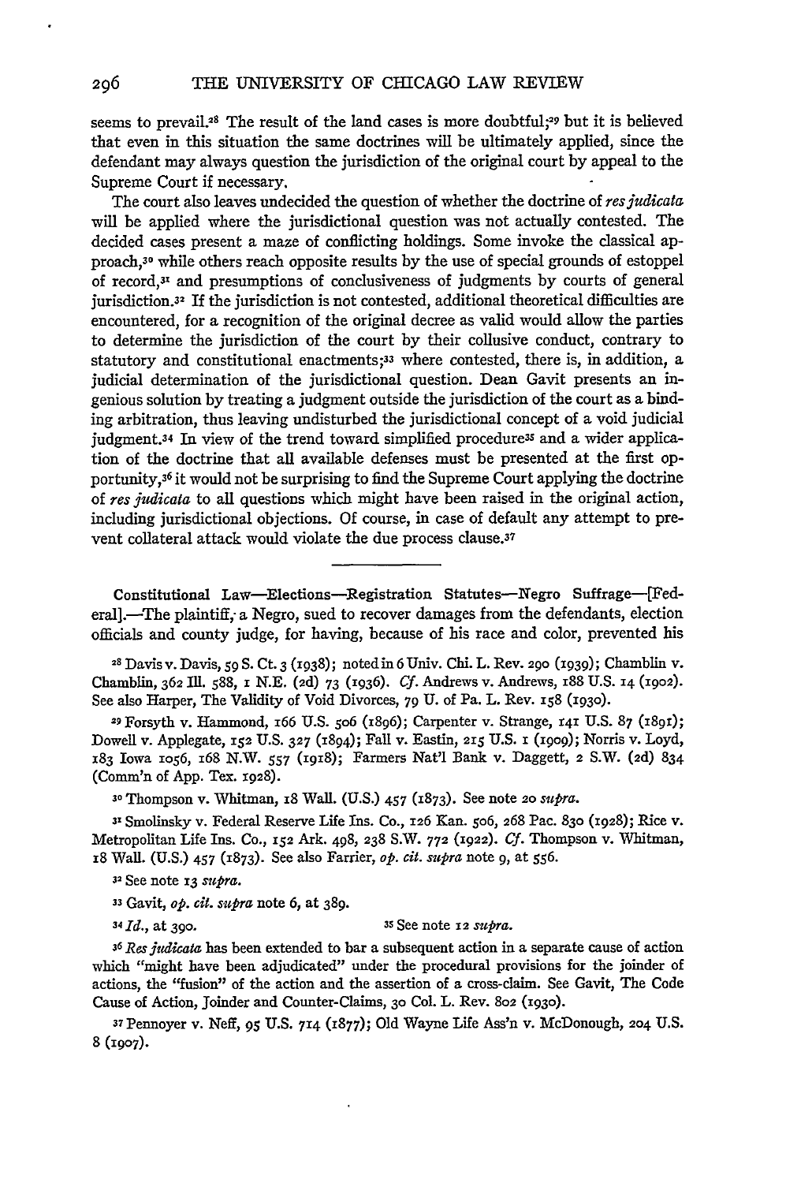seems to prevail.[28] The result of the land cases is more doubtful;[29] but it is believed that even in this situation the same doctrines will be ultimately applied, since the defendant may always question the jurisdiction of the original court by appeal to the Supreme Court if necessary.

The court also leaves undecided the question of whether the doctrine of *res judicata* will be applied where the jurisdictional question was not actually contested. The decided cases present a maze of conflicting holdings. Some invoke the classical approach,[30] while others reach opposite results by the use of special grounds of estoppel of record,[31] and presumptions of conclusiveness of judgments by courts of general jurisdiction.[32] If the jurisdiction is not contested, additional theoretical difficulties are encountered, for a recognition of the original decree as valid would allow the parties to determine the jurisdiction of the court by their collusive conduct, contrary to statutory and constitutional enactments;[33] where contested, there is, in addition, a judicial determination of the jurisdictional question. Dean Gavit presents an ingenious solution by treating a judgment outside the jurisdiction of the court as a binding arbitration, thus leaving undisturbed the jurisdictional concept of a void judicial judgment.[34] In view of the trend toward simplified procedure[35] and a wider application of the doctrine that all available defenses must be presented at the first opportunity,[36] it would not be surprising to find the Supreme Court applying the doctrine of *res judicata* to all questions which might have been raised in the original action, including jurisdictional objections. Of course, in case of default any attempt to prevent collateral attack would violate the due process clause.[37]

---

Constitutional Law—Elections—Registration Statutes—Negro Suffrage—[Federal].—The plaintiff, a Negro, sued to recover damages from the defendants, election officials and county judge, for having, because of his race and color, prevented his

[28] Davis v. Davis, 59 S. Ct. 3 (1938); noted in 6 Univ. Chi. L. Rev. 290 (1939); Chamblin v. Chamblin, 362 Ill. 588, 1 N.E. (2d) 73 (1936). *Cf.* Andrews v. Andrews, 188 U.S. 14 (1902). See also Harper, The Validity of Void Divorces, 79 U. of Pa. L. Rev. 158 (1930).

[29] Forsyth v. Hammond, 166 U.S. 506 (1896); Carpenter v. Strange, 141 U.S. 87 (1891); Dowell v. Applegate, 152 U.S. 327 (1894); Fall v. Eastin, 215 U.S. 1 (1909); Norris v. Loyd, 183 Iowa 1056, 168 N.W. 557 (1918); Farmers Nat'l Bank v. Daggett, 2 S.W. (2d) 834 (Comm'n of App. Tex. 1928).

[30] Thompson v. Whitman, 18 Wall. (U.S.) 457 (1873). See note 20 *supra*.

[31] Smolinsky v. Federal Reserve Life Ins. Co., 126 Kan. 506, 268 Pac. 830 (1928); Rice v. Metropolitan Life Ins. Co., 152 Ark. 498, 238 S.W. 772 (1922). *Cf.* Thompson v. Whitman, 18 Wall. (U.S.) 457 (1873). See also Farrier, *op. cit. supra* note 9, at 556.

[32] See note 13 *supra*.

[33] Gavit, *op. cit. supra* note 6, at 389.

[34] *Id.*, at 390.

[35] See note 12 *supra*.

[36] *Res judicata* has been extended to bar a subsequent action in a separate cause of action which "might have been adjudicated" under the procedural provisions for the joinder of actions, the "fusion" of the action and the assertion of a cross-claim. See Gavit, The Code Cause of Action, Joinder and Counter-Claims, 30 Col. L. Rev. 802 (1930).

[37] Pennoyer v. Neff, 95 U.S. 714 (1877); Old Wayne Life Ass'n v. McDonough, 204 U.S. 8 (1907).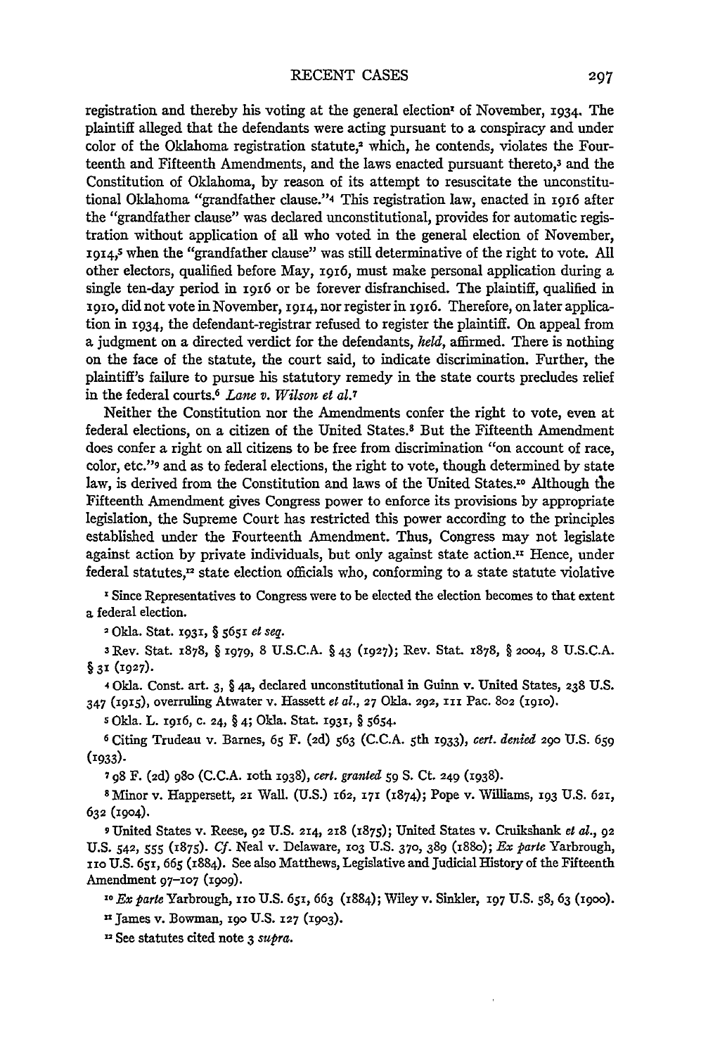registration and thereby his voting at the general election[1] of November, 1934. The plaintiff alleged that the defendants were acting pursuant to a conspiracy and under color of the Oklahoma registration statute,[2] which, he contends, violates the Fourteenth and Fifteenth Amendments, and the laws enacted pursuant thereto,[3] and the Constitution of Oklahoma, by reason of its attempt to resuscitate the unconstitutional Oklahoma "grandfather clause."[4] This registration law, enacted in 1916 after the "grandfather clause" was declared unconstitutional, provides for automatic registration without application of all who voted in the general election of November, 1914,[5] when the "grandfather clause" was still determinative of the right to vote. All other electors, qualified before May, 1916, must make personal application during a single ten-day period in 1916 or be forever disfranchised. The plaintiff, qualified in 1910, did not vote in November, 1914, nor register in 1916. Therefore, on later application in 1934, the defendant-registrar refused to register the plaintiff. On appeal from a judgment on a directed verdict for the defendants, *held*, affirmed. There is nothing on the face of the statute, the court said, to indicate discrimination. Further, the plaintiff's failure to pursue his statutory remedy in the state courts precludes relief in the federal courts.[6] *Lane v. Wilson et al.*[7]

Neither the Constitution nor the Amendments confer the right to vote, even at federal elections, on a citizen of the United States.[8] But the Fifteenth Amendment does confer a right on all citizens to be free from discrimination "on account of race, color, etc."[9] and as to federal elections, the right to vote, though determined by state law, is derived from the Constitution and laws of the United States.[10] Although the Fifteenth Amendment gives Congress power to enforce its provisions by appropriate legislation, the Supreme Court has restricted this power according to the principles established under the Fourteenth Amendment. Thus, Congress may not legislate against action by private individuals, but only against state action.[11] Hence, under federal statutes,[12] state election officials who, conforming to a state statute violative

[1] Since Representatives to Congress were to be elected the election becomes to that extent a federal election.

[2] Okla. Stat. 1931, § 5651 *et seq.*

[3] Rev. Stat. 1878, § 1979, 8 U.S.C.A. § 43 (1927); Rev. Stat. 1878, § 2004, 8 U.S.C.A. § 31 (1927).

[4] Okla. Const. art. 3, § 4a, declared unconstitutional in Guinn v. United States, 238 U.S. 347 (1915), overruling Atwater v. Hassett *et al.*, 27 Okla. 292, 111 Pac. 802 (1910).

[5] Okla. L. 1916, c. 24, § 4; Okla. Stat. 1931, § 5654.

[6] Citing Trudeau v. Barnes, 65 F. (2d) 563 (C.C.A. 5th 1933), *cert. denied* 290 U.S. 659 (1933).

[7] 98 F. (2d) 980 (C.C.A. 10th 1938), *cert. granted* 59 S. Ct. 249 (1938).

[8] Minor v. Happersett, 21 Wall. (U.S.) 162, 171 (1874); Pope v. Williams, 193 U.S. 621, 632 (1904).

[9] United States v. Reese, 92 U.S. 214, 218 (1875); United States v. Cruikshank *et al.*, 92 U.S. 542, 555 (1875). *Cf.* Neal v. Delaware, 103 U.S. 370, 389 (1880); *Ex parte* Yarbrough, 110 U.S. 651, 665 (1884). See also Matthews, Legislative and Judicial History of the Fifteenth Amendment 97–107 (1909).

[10] *Ex parte* Yarbrough, 110 U.S. 651, 663 (1884); Wiley v. Sinkler, 197 U.S. 58, 63 (1900).

[11] James v. Bowman, 190 U.S. 127 (1903).

[12] See statutes cited note 3 *supra*.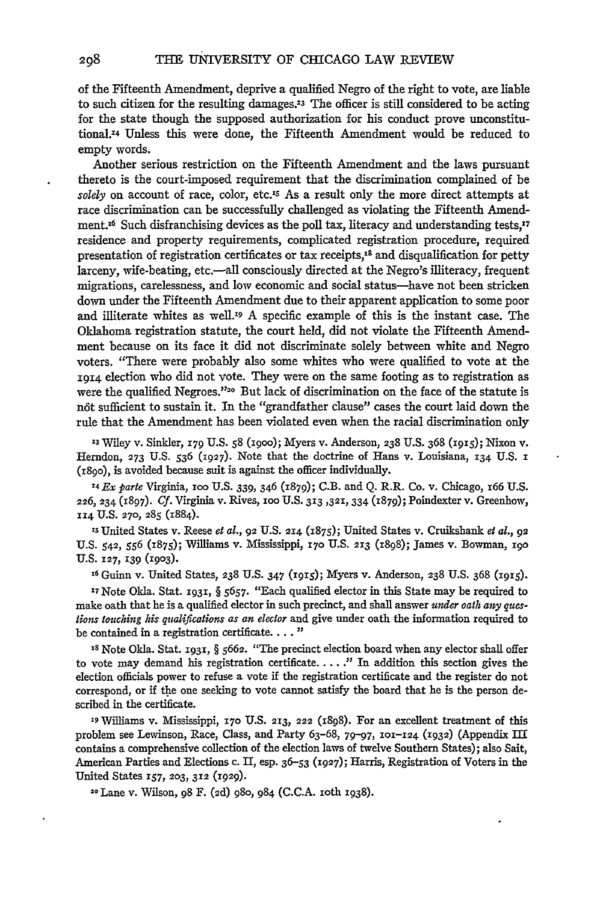of the Fifteenth Amendment, deprive a qualified Negro of the right to vote, are liable to such citizen for the resulting damages.[13] The officer is still considered to be acting for the state though the supposed authorization for his conduct prove unconstitutional.[14] Unless this were done, the Fifteenth Amendment would be reduced to empty words.

Another serious restriction on the Fifteenth Amendment and the laws pursuant thereto is the court-imposed requirement that the discrimination complained of be *solely* on account of race, color, etc.[15] As a result only the more direct attempts at race discrimination can be successfully challenged as violating the Fifteenth Amendment.[16] Such disfranchising devices as the poll tax, literacy and understanding tests,[17] residence and property requirements, complicated registration procedure, required presentation of registration certificates or tax receipts,[18] and disqualification for petty larceny, wife-beating, etc.—all consciously directed at the Negro's illiteracy, frequent migrations, carelessness, and low economic and social status—have not been stricken down under the Fifteenth Amendment due to their apparent application to some poor and illiterate whites as well.[19] A specific example of this is the instant case. The Oklahoma registration statute, the court held, did not violate the Fifteenth Amendment because on its face it did not discriminate solely between white and Negro voters. "There were probably also some whites who were qualified to vote at the 1914 election who did not vote. They were on the same footing as to registration as were the qualified Negroes."[20] But lack of discrimination on the face of the statute is not sufficient to sustain it. In the "grandfather clause" cases the court laid down the rule that the Amendment has been violated even when the racial discrimination only

[13] Wiley v. Sinkler, 179 U.S. 58 (1900); Myers v. Anderson, 238 U.S. 368 (1915); Nixon v. Herndon, 273 U.S. 536 (1927). Note that the doctrine of Hans v. Louisiana, 134 U.S. 1 (1890), is avoided because suit is against the officer individually.

[14] *Ex parte* Virginia, 100 U.S. 339, 346 (1879); C.B. and Q. R.R. Co. v. Chicago, 166 U.S. 226, 234 (1897). *Cf.* Virginia v. Rives, 100 U.S. 313 ,321, 334 (1879); Poindexter v. Greenhow, 114 U.S. 270, 285 (1884).

[15] United States v. Reese *et al.*, 92 U.S. 214 (1875); United States v. Cruikshank *et al.*, 92 U.S. 542, 556 (1875); Williams v. Mississippi, 170 U.S. 213 (1898); James v. Bowman, 190 U.S. 127, 139 (1903).

[16] Guinn v. United States, 238 U.S. 347 (1915); Myers v. Anderson, 238 U.S. 368 (1915).

[17] Note Okla. Stat. 1931, § 5657. "Each qualified elector in this State may be required to make oath that he is a qualified elector in such precinct, and shall answer *under oath any questions touching his qualifications as an elector* and give under oath the information required to be contained in a registration certificate. . . . "

[18] Note Okla. Stat. 1931, § 5662. "The precinct election board when any elector shall offer to vote may demand his registration certificate. . . . ." In addition this section gives the election officials power to refuse a vote if the registration certificate and the register do not correspond, or if the one seeking to vote cannot satisfy the board that he is the person described in the certificate.

[19] Williams v. Mississippi, 170 U.S. 213, 222 (1898). For an excellent treatment of this problem see Lewinson, Race, Class, and Party 63–68, 79–97, 101–124 (1932) (Appendix III contains a comprehensive collection of the election laws of twelve Southern States); also Sait, American Parties and Elections c. II, esp. 36–53 (1927); Harris, Registration of Voters in the United States 157, 203, 312 (1929).

[20] Lane v. Wilson, 98 F. (2d) 980, 984 (C.C.A. 10th 1938).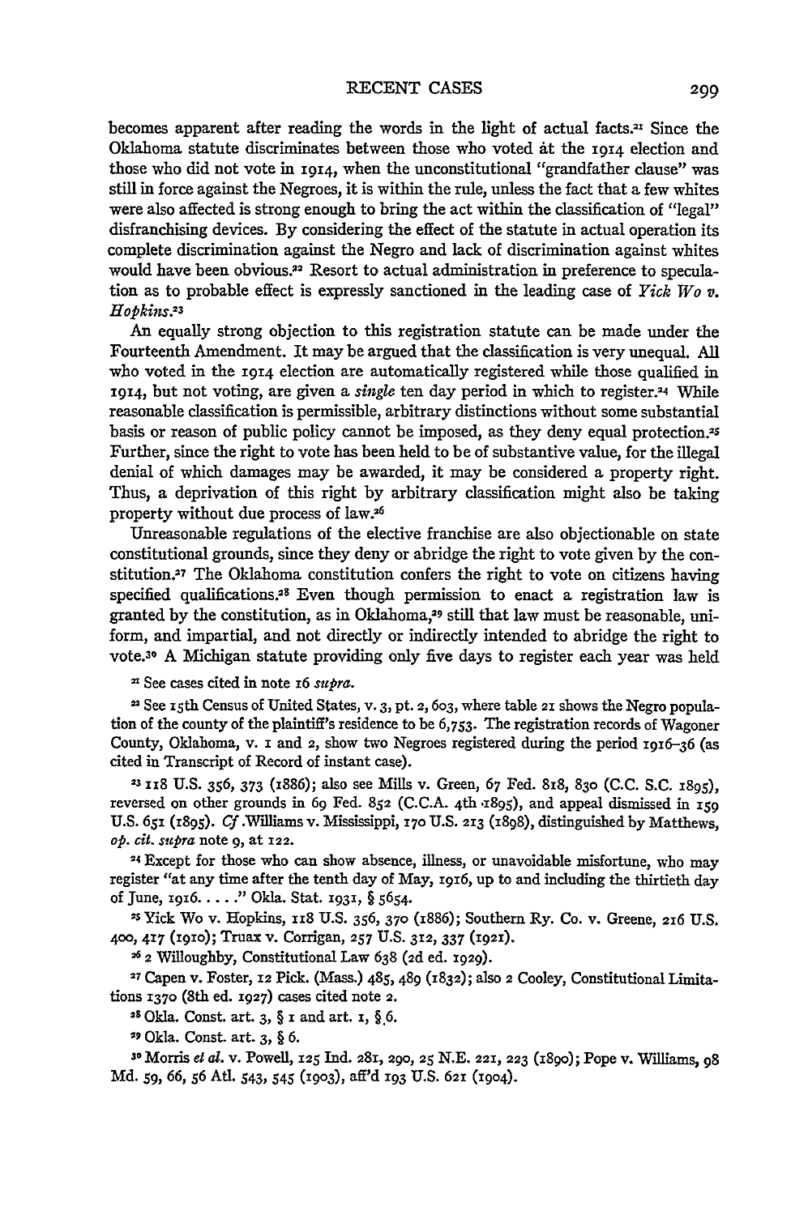becomes apparent after reading the words in the light of actual facts.[21] Since the Oklahoma statute discriminates between those who voted at the 1914 election and those who did not vote in 1914, when the unconstitutional "grandfather clause" was still in force against the Negroes, it is within the rule, unless the fact that a few whites were also affected is strong enough to bring the act within the classification of "legal" disfranchising devices. By considering the effect of the statute in actual operation its complete discrimination against the Negro and lack of discrimination against whites would have been obvious.[22] Resort to actual administration in preference to speculation as to probable effect is expressly sanctioned in the leading case of *Yick Wo v. Hopkins*.[23]

An equally strong objection to this registration statute can be made under the Fourteenth Amendment. It may be argued that the classification is very unequal. All who voted in the 1914 election are automatically registered while those qualified in 1914, but not voting, are given a *single* ten day period in which to register.[24] While reasonable classification is permissible, arbitrary distinctions without some substantial basis or reason of public policy cannot be imposed, as they deny equal protection.[25] Further, since the right to vote has been held to be of substantive value, for the illegal denial of which damages may be awarded, it may be considered a property right. Thus, a deprivation of this right by arbitrary classification might also be taking property without due process of law.[26]

Unreasonable regulations of the elective franchise are also objectionable on state constitutional grounds, since they deny or abridge the right to vote given by the constitution.[27] The Oklahoma constitution confers the right to vote on citizens having specified qualifications.[28] Even though permission to enact a registration law is granted by the constitution, as in Oklahoma,[29] still that law must be reasonable, uniform, and impartial, and not directly or indirectly intended to abridge the right to vote.[30] A Michigan statute providing only five days to register each year was held

[21] See cases cited in note 16 *supra*.

[22] See 15th Census of United States, v. 3, pt. 2, 603, where table 21 shows the Negro population of the county of the plaintiff's residence to be 6,753. The registration records of Wagoner County, Oklahoma, v. 1 and 2, show two Negroes registered during the period 1916–36 (as cited in Transcript of Record of instant case).

[23] 118 U.S. 356, 373 (1886); also see Mills v. Green, 67 Fed. 818, 830 (C.C. S.C. 1895), reversed on other grounds in 69 Fed. 852 (C.C.A. 4th 1895), and appeal dismissed in 159 U.S. 651 (1895). *Cf.* Williams v. Mississippi, 170 U.S. 213 (1898), distinguished by Matthews, *op. cit. supra* note 9, at 122.

[24] Except for those who can show absence, illness, or unavoidable misfortune, who may register "at any time after the tenth day of May, 1916, up to and including the thirtieth day of June, 1916. . . ." Okla. Stat. 1931, § 5654.

[25] Yick Wo v. Hopkins, 118 U.S. 356, 370 (1886); Southern Ry. Co. v. Greene, 216 U.S. 400, 417 (1910); Truax v. Corrigan, 257 U.S. 312, 337 (1921).

[26] 2 Willoughby, Constitutional Law 638 (2d ed. 1929).

[27] Capen v. Foster, 12 Pick. (Mass.) 485, 489 (1832); also 2 Cooley, Constitutional Limitations 1370 (8th ed. 1927) cases cited note 2.

[28] Okla. Const. art. 3, § 1 and art. 1, § 6.

[29] Okla. Const. art. 3, § 6.

[30] Morris *et al.* v. Powell, 125 Ind. 281, 290, 25 N.E. 221, 223 (1890); Pope v. Williams, 98 Md. 59, 66, 56 Atl. 543, 545 (1903), aff'd 193 U.S. 621 (1904).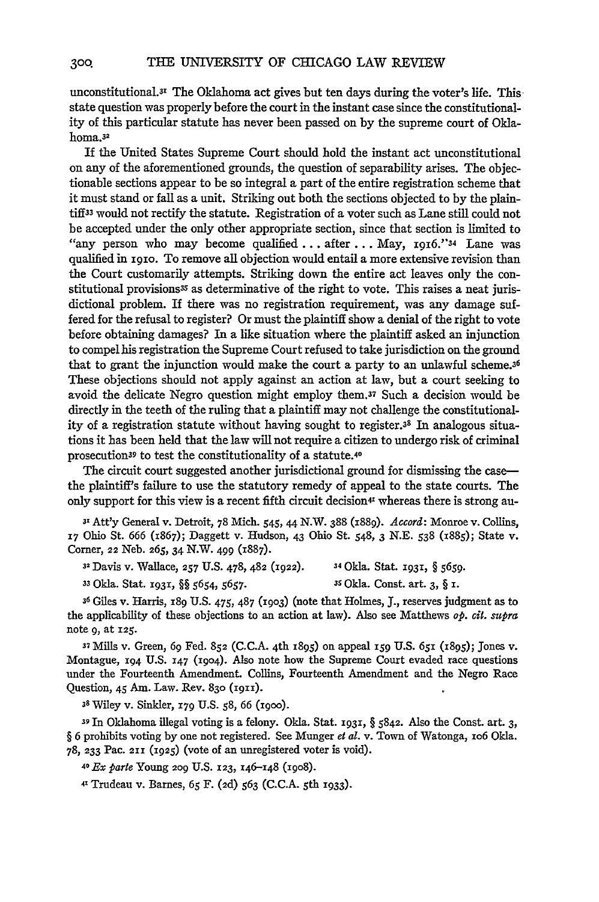unconstitutional.[31] The Oklahoma act gives but ten days during the voter's life. This state question was properly before the court in the instant case since the constitutionality of this particular statute has never been passed on by the supreme court of Oklahoma.[32]

If the United States Supreme Court should hold the instant act unconstitutional on any of the aforementioned grounds, the question of separability arises. The objectionable sections appear to be so integral a part of the entire registration scheme that it must stand or fall as a unit. Striking out both the sections objected to by the plaintiff[33] would not rectify the statute. Registration of a voter such as Lane still could not be accepted under the only other appropriate section, since that section is limited to "any person who may become qualified . . . after . . . May, 1916."[34] Lane was qualified in 1910. To remove all objection would entail a more extensive revision than the Court customarily attempts. Striking down the entire act leaves only the constitutional provisions[35] as determinative of the right to vote. This raises a neat jurisdictional problem. If there was no registration requirement, was any damage suffered for the refusal to register? Or must the plaintiff show a denial of the right to vote before obtaining damages? In a like situation where the plaintiff asked an injunction to compel his registration the Supreme Court refused to take jurisdiction on the ground that to grant the injunction would make the court a party to an unlawful scheme.[36] These objections should not apply against an action at law, but a court seeking to avoid the delicate Negro question might employ them.[37] Such a decision would be directly in the teeth of the ruling that a plaintiff may not challenge the constitutionality of a registration statute without having sought to register.[38] In analogous situations it has been held that the law will not require a citizen to undergo risk of criminal prosecution[39] to test the constitutionality of a statute.[40]

The circuit court suggested another jurisdictional ground for dismissing the case—the plaintiff's failure to use the statutory remedy of appeal to the state courts. The only support for this view is a recent fifth circuit decision[41] whereas there is strong au-

[31] Att'y General v. Detroit, 78 Mich. 545, 44 N.W. 388 (1889). *Accord:* Monroe v. Collins, 17 Ohio St. 666 (1867); Daggett v. Hudson, 43 Ohio St. 548, 3 N.E. 538 (1885); State v. Corner, 22 Neb. 265, 34 N.W. 499 (1887).

[32] Davis v. Wallace, 257 U.S. 478, 482 (1922).

[33] Okla. Stat. 1931, §§ 5654, 5657.

[34] Okla. Stat. 1931, § 5659.

[35] Okla. Const. art. 3, § 1.

[36] Giles v. Harris, 189 U.S. 475, 487 (1903) (note that Holmes, J., reserves judgment as to the applicability of these objections to an action at law). Also see Matthews *op. cit. supra* note 9, at 125.

[37] Mills v. Green, 69 Fed. 852 (C.C.A. 4th 1895) on appeal 159 U.S. 651 (1895); Jones v. Montague, 194 U.S. 147 (1904). Also note how the Supreme Court evaded race questions under the Fourteenth Amendment. Collins, Fourteenth Amendment and the Negro Race Question, 45 Am. Law. Rev. 830 (1911).

[38] Wiley v. Sinkler, 179 U.S. 58, 66 (1900).

[39] In Oklahoma illegal voting is a felony. Okla. Stat. 1931, § 5842. Also the Const. art. 3, § 6 prohibits voting by one not registered. See Munger *et al.* v. Town of Watonga, 106 Okla. 78, 233 Pac. 211 (1925) (vote of an unregistered voter is void).

[40] *Ex parte* Young 209 U.S. 123, 146–148 (1908).

[41] Trudeau v. Barnes, 65 F. (2d) 563 (C.C.A. 5th 1933).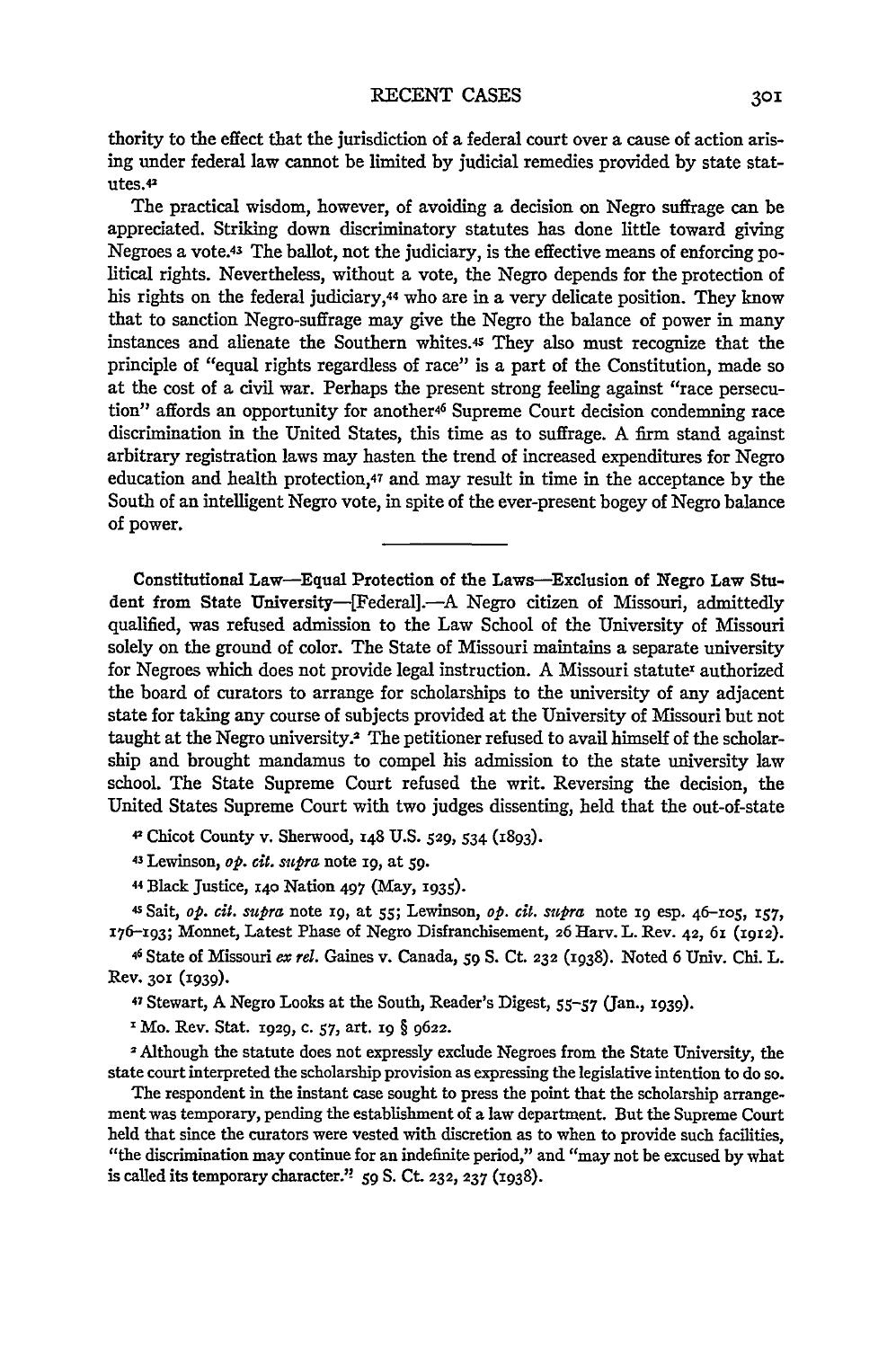thority to the effect that the jurisdiction of a federal court over a cause of action arising under federal law cannot be limited by judicial remedies provided by state statutes.[42]

The practical wisdom, however, of avoiding a decision on Negro suffrage can be appreciated. Striking down discriminatory statutes has done little toward giving Negroes a vote.[43] The ballot, not the judiciary, is the effective means of enforcing political rights. Nevertheless, without a vote, the Negro depends for the protection of his rights on the federal judiciary,[44] who are in a very delicate position. They know that to sanction Negro-suffrage may give the Negro the balance of power in many instances and alienate the Southern whites.[45] They also must recognize that the principle of "equal rights regardless of race" is a part of the Constitution, made so at the cost of a civil war. Perhaps the present strong feeling against "race persecution" affords an opportunity for another[46] Supreme Court decision condemning race discrimination in the United States, this time as to suffrage. A firm stand against arbitrary registration laws may hasten the trend of increased expenditures for Negro education and health protection,[47] and may result in time in the acceptance by the South of an intelligent Negro vote, in spite of the ever-present bogey of Negro balance of power.

---

Constitutional Law—Equal Protection of the Laws—Exclusion of Negro Law Student from State University—[Federal].—A Negro citizen of Missouri, admittedly qualified, was refused admission to the Law School of the University of Missouri solely on the ground of color. The State of Missouri maintains a separate university for Negroes which does not provide legal instruction. A Missouri statute[1] authorized the board of curators to arrange for scholarships to the university of any adjacent state for taking any course of subjects provided at the University of Missouri but not taught at the Negro university.[2] The petitioner refused to avail himself of the scholarship and brought mandamus to compel his admission to the state university law school. The State Supreme Court refused the writ. Reversing the decision, the United States Supreme Court with two judges dissenting, held that the out-of-state

[42] Chicot County v. Sherwood, 148 U.S. 529, 534 (1893).

[43] Lewinson, *op. cit. supra* note 19, at 59.

[44] Black Justice, 140 Nation 497 (May, 1935).

[45] Sait, *op. cit. supra* note 19, at 55; Lewinson, *op. cit. supra* note 19 esp. 46–105, 157, 176–193; Monnet, Latest Phase of Negro Disfranchisement, 26 Harv. L. Rev. 42, 61 (1912).

[46] State of Missouri *ex rel.* Gaines v. Canada, 59 S. Ct. 232 (1938). Noted 6 Univ. Chi. L. Rev. 301 (1939).

[47] Stewart, A Negro Looks at the South, Reader's Digest, 55–57 (Jan., 1939).

[1] Mo. Rev. Stat. 1929, c. 57, art. 19 § 9622.

[2] Although the statute does not expressly exclude Negroes from the State University, the state court interpreted the scholarship provision as expressing the legislative intention to do so.

The respondent in the instant case sought to press the point that the scholarship arrangement was temporary, pending the establishment of a law department. But the Supreme Court held that since the curators were vested with discretion as to when to provide such facilities, "the discrimination may continue for an indefinite period," and "may not be excused by what is called its temporary character." 59 S. Ct. 232, 237 (1938).